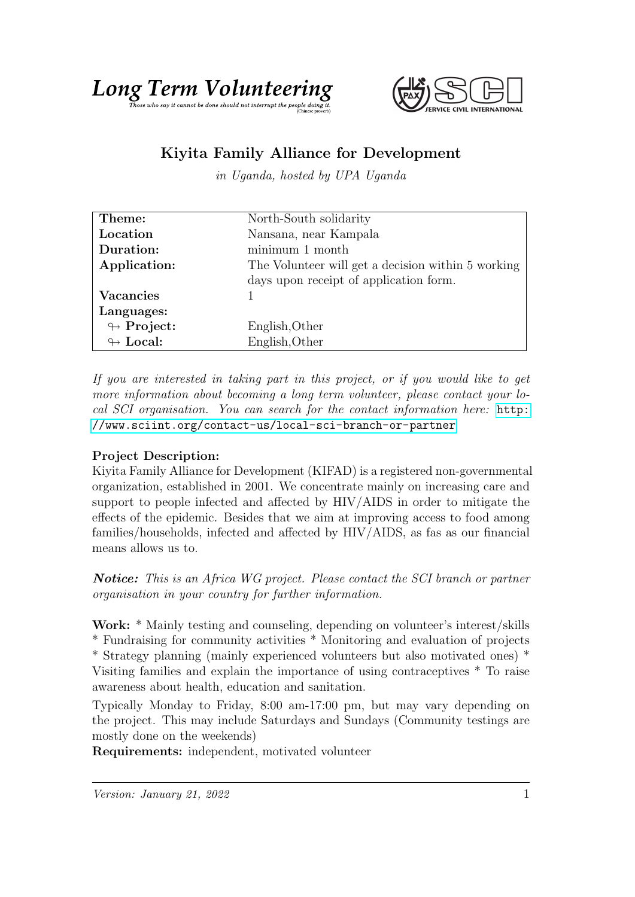# Long Term Volunteering

*Those who say it cannot be done should not interrupt the people doing it.* (Chinese proverb)

SERVICE CIVIL INTERNATIONAL

## Kiyita Family Alliance for Development

*in Uganda, hosted by UPA Uganda*

| | |
|---|---|
| **Theme:** | North-South solidarity |
| **Location** | Nansana, near Kampala |
| **Duration:** | minimum 1 month |
| **Application:** | The Volunteer will get a decision within 5 working days upon receipt of application form. |
| **Vacancies** | 1 |
| **Languages:** | |
| ↬ **Project:** | English,Other |
| ↬ **Local:** | English,Other |

*If you are interested in taking part in this project, or if you would like to get more information about becoming a long term volunteer, please contact your local SCI organisation. You can search for the contact information here:* http://www.sciint.org/contact-us/local-sci-branch-or-partner

**Project Description:**
Kiyita Family Alliance for Development (KIFAD) is a registered non-governmental organization, established in 2001. We concentrate mainly on increasing care and support to people infected and affected by HIV/AIDS in order to mitigate the effects of the epidemic. Besides that we aim at improving access to food among families/households, infected and affected by HIV/AIDS, as fas as our financial means allows us to.

***Notice:*** *This is an Africa WG project. Please contact the SCI branch or partner organisation in your country for further information.*

**Work:** * Mainly testing and counseling, depending on volunteer's interest/skills * Fundraising for community activities * Monitoring and evaluation of projects * Strategy planning (mainly experienced volunteers but also motivated ones) * Visiting families and explain the importance of using contraceptives * To raise awareness about health, education and sanitation.

Typically Monday to Friday, 8:00 am-17:00 pm, but may vary depending on the project. This may include Saturdays and Sundays (Community testings are mostly done on the weekends)

**Requirements:** independent, motivated volunteer

*Version: January 21, 2022*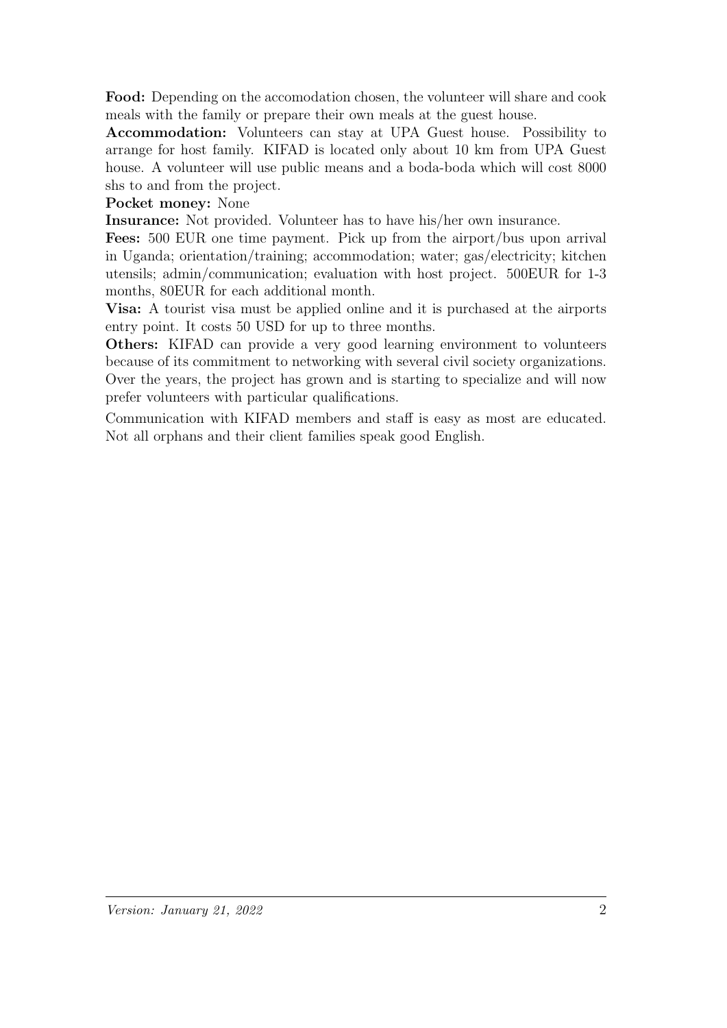**Food:** Depending on the accomodation chosen, the volunteer will share and cook meals with the family or prepare their own meals at the guest house.

**Accommodation:** Volunteers can stay at UPA Guest house. Possibility to arrange for host family. KIFAD is located only about 10 km from UPA Guest house. A volunteer will use public means and a boda-boda which will cost 8000 shs to and from the project.

**Pocket money:** None

**Insurance:** Not provided. Volunteer has to have his/her own insurance.

**Fees:** 500 EUR one time payment. Pick up from the airport/bus upon arrival in Uganda; orientation/training; accommodation; water; gas/electricity; kitchen utensils; admin/communication; evaluation with host project. 500EUR for 1-3 months, 80EUR for each additional month.

**Visa:** A tourist visa must be applied online and it is purchased at the airports entry point. It costs 50 USD for up to three months.

**Others:** KIFAD can provide a very good learning environment to volunteers because of its commitment to networking with several civil society organizations. Over the years, the project has grown and is starting to specialize and will now prefer volunteers with particular qualifications.

Communication with KIFAD members and staff is easy as most are educated. Not all orphans and their client families speak good English.